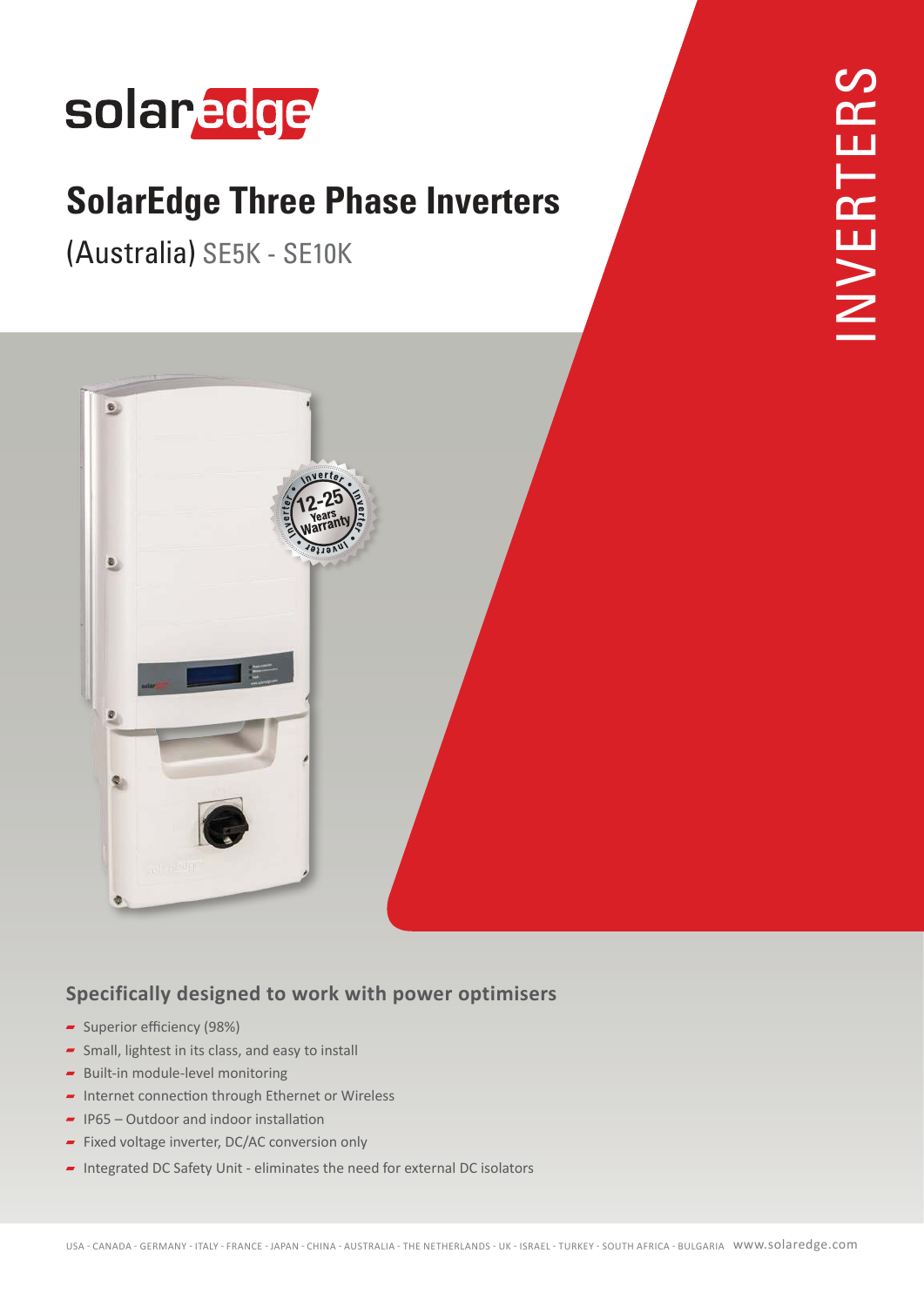# SolarEdge Three Phase Inverters

(Australia) SE5K - SE10K

INVERTERS

## Specifically designed to work with power optimisers

- Superior efficiency (98%)
- Small, lightest in its class, and easy to install
- Built-in module-level monitoring
- Internet connection through Ethernet or Wireless
- IP65 – Outdoor and indoor installation
- Fixed voltage inverter, DC/AC conversion only
- Integrated DC Safety Unit - eliminates the need for external DC isolators

USA - CANADA - GERMANY - ITALY - FRANCE - JAPAN - CHINA - AUSTRALIA - THE NETHERLANDS - UK - ISRAEL - TURKEY - SOUTH AFRICA - BULGARIA www.solaredge.com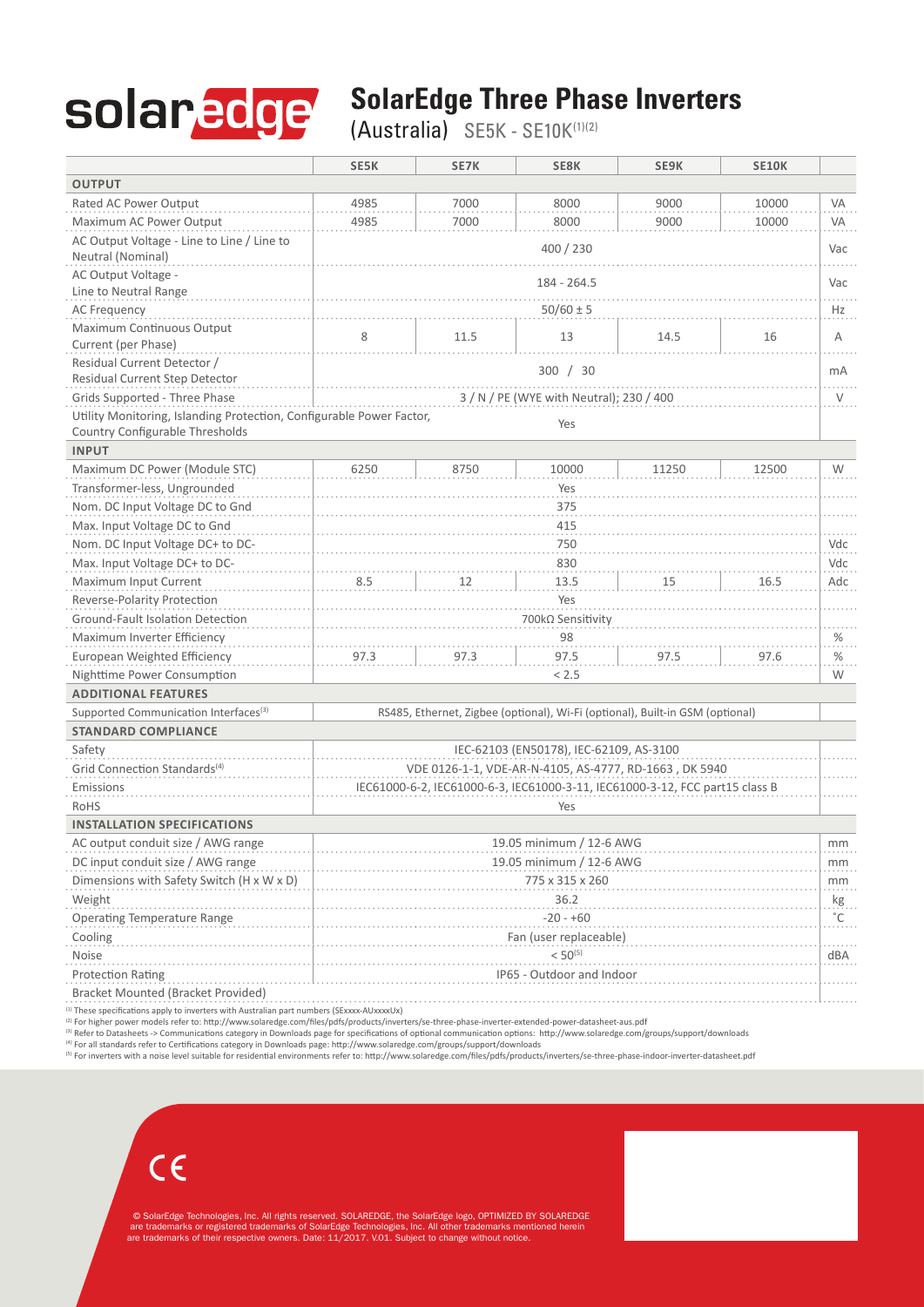# SolarEdge Three Phase Inverters

(Australia) SE5K - SE10K[1][2]

| | SE5K | SE7K | SE8K | SE9K | SE10K | |
|---|---|---|---|---|---|---|
| **OUTPUT** | | | | | | |
| Rated AC Power Output | 4985 | 7000 | 8000 | 9000 | 10000 | VA |
| Maximum AC Power Output | 4985 | 7000 | 8000 | 9000 | 10000 | VA |
| AC Output Voltage - Line to Line / Line to Neutral (Nominal) | 400 / 230 | | | | | Vac |
| AC Output Voltage - Line to Neutral Range | 184 - 264.5 | | | | | Vac |
| AC Frequency | 50/60 ± 5 | | | | | Hz |
| Maximum Continuous Output Current (per Phase) | 8 | 11.5 | 13 | 14.5 | 16 | A |
| Residual Current Detector / Residual Current Step Detector | 300 / 30 | | | | | mA |
| Grids Supported - Three Phase | 3 / N / PE (WYE with Neutral); 230 / 400 | | | | | V |
| Utility Monitoring, Islanding Protection, Configurable Power Factor, Country Configurable Thresholds | Yes | | | | | |
| **INPUT** | | | | | | |
| Maximum DC Power (Module STC) | 6250 | 8750 | 10000 | 11250 | 12500 | W |
| Transformer-less, Ungrounded | Yes | | | | | |
| Nom. DC Input Voltage DC to Gnd | 375 | | | | | |
| Max. Input Voltage DC to Gnd | 415 | | | | | |
| Nom. DC Input Voltage DC+ to DC- | 750 | | | | | Vdc |
| Max. Input Voltage DC+ to DC- | 830 | | | | | Vdc |
| Maximum Input Current | 8.5 | 12 | 13.5 | 15 | 16.5 | Adc |
| Reverse-Polarity Protection | Yes | | | | | |
| Ground-Fault Isolation Detection | 700kΩ Sensitivity | | | | | |
| Maximum Inverter Efficiency | 98 | | | | | % |
| European Weighted Efficiency | 97.3 | 97.3 | 97.5 | 97.5 | 97.6 | % |
| Nighttime Power Consumption | < 2.5 | | | | | W |
| **ADDITIONAL FEATURES** | | | | | | |
| Supported Communication Interfaces[3] | RS485, Ethernet, Zigbee (optional), Wi-Fi (optional), Built-in GSM (optional) | | | | | |
| **STANDARD COMPLIANCE** | | | | | | |
| Safety | IEC-62103 (EN50178), IEC-62109, AS-3100 | | | | | |
| Grid Connection Standards[4] | VDE 0126-1-1, VDE-AR-N-4105, AS-4777, RD-1663 , DK 5940 | | | | | |
| Emissions | IEC61000-6-2, IEC61000-6-3, IEC61000-3-11, IEC61000-3-12, FCC part15 class B | | | | | |
| RoHS | Yes | | | | | |
| **INSTALLATION SPECIFICATIONS** | | | | | | |
| AC output conduit size / AWG range | 19.05 minimum / 12-6 AWG | | | | | mm |
| DC input conduit size / AWG range | 19.05 minimum / 12-6 AWG | | | | | mm |
| Dimensions with Safety Switch (H x W x D) | 775 x 315 x 260 | | | | | mm |
| Weight | 36.2 | | | | | kg |
| Operating Temperature Range | -20 - +60 | | | | | ˚C |
| Cooling | Fan (user replaceable) | | | | | |
| Noise | < 50[5] | | | | | dBA |
| Protection Rating | IP65 - Outdoor and Indoor | | | | | |
| Bracket Mounted (Bracket Provided) | | | | | | |

[1] These specifications apply to inverters with Australian part numbers (SExxxx-AUxxxxUx)
[2] For higher power models refer to: http://www.solaredge.com/files/pdfs/products/inverters/se-three-phase-inverter-extended-power-datasheet-aus.pdf
[3] Refer to Datasheets -> Communications category in Downloads page for specifications of optional communication options: http://www.solaredge.com/groups/support/downloads
[4] For all standards refer to Certifications category in Downloads page: http://www.solaredge.com/groups/support/downloads
[5] For inverters with a noise level suitable for residential environments refer to: http://www.solaredge.com/files/pdfs/products/inverters/se-three-phase-indoor-inverter-datasheet.pdf

CE

© SolarEdge Technologies, Inc. All rights reserved. SOLAREDGE, the SolarEdge logo, OPTIMIZED BY SOLAREDGE are trademarks or registered trademarks of SolarEdge Technologies, Inc. All other trademarks mentioned herein are trademarks of their respective owners. Date: 11/2017. V.01. Subject to change without notice.